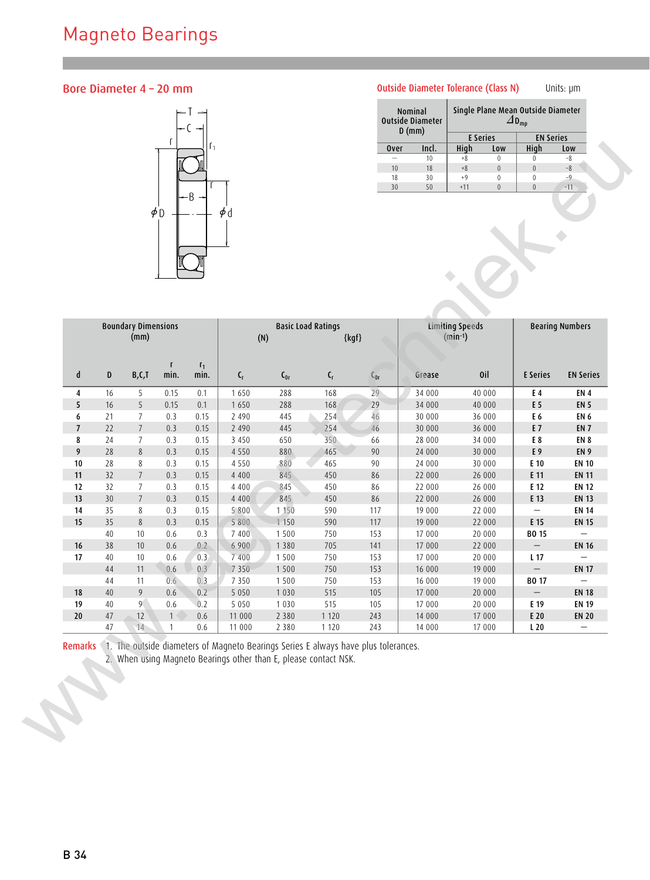# Magneto Bearings

## Bore Diameter 4 – 20 mm

### Outside Diameter Tolerance (Class N)

Units: μm

| Nominal Outside Diameter D (mm) | | Single Plane Mean Outside Diameter $\Delta_{Dmp}$ | | | |
|---|---|---|---|---|---|
| | | E Series | | EN Series | |
| Over | Incl. | High | Low | High | Low |
| – | 10 | +8 | 0 | 0 | −8 |
| 10 | 18 | +8 | 0 | 0 | −8 |
| 18 | 30 | +9 | 0 | 0 | −9 |
| 30 | 50 | +11 | 0 | 0 | −11 |

| Boundary Dimensions (mm) | | | | | Basic Load Ratings (N) | | {kgf} | | Limiting Speeds (min⁻¹) | | Bearing Numbers | |
|---|---|---|---|---|---|---|---|---|---|---|---|---|
| d | D | B,C,T | r min. | $r_1$ min. | $C_r$ | $C_{0r}$ | $C_r$ | $C_{0r}$ | Grease | Oil | E Series | EN Series |
| 4 | 16 | 5 | 0.15 | 0.1 | 1 650 | 288 | 168 | 29 | 34 000 | 40 000 | E 4 | EN 4 |
| 5 | 16 | 5 | 0.15 | 0.1 | 1 650 | 288 | 168 | 29 | 34 000 | 40 000 | E 5 | EN 5 |
| 6 | 21 | 7 | 0.3 | 0.15 | 2 490 | 445 | 254 | 46 | 30 000 | 36 000 | E 6 | EN 6 |
| 7 | 22 | 7 | 0.3 | 0.15 | 2 490 | 445 | 254 | 46 | 30 000 | 36 000 | E 7 | EN 7 |
| 8 | 24 | 7 | 0.3 | 0.15 | 3 450 | 650 | 350 | 66 | 28 000 | 34 000 | E 8 | EN 8 |
| 9 | 28 | 8 | 0.3 | 0.15 | 4 550 | 880 | 465 | 90 | 24 000 | 30 000 | E 9 | EN 9 |
| 10 | 28 | 8 | 0.3 | 0.15 | 4 550 | 880 | 465 | 90 | 24 000 | 30 000 | E 10 | EN 10 |
| 11 | 32 | 7 | 0.3 | 0.15 | 4 400 | 845 | 450 | 86 | 22 000 | 26 000 | E 11 | EN 11 |
| 12 | 32 | 7 | 0.3 | 0.15 | 4 400 | 845 | 450 | 86 | 22 000 | 26 000 | E 12 | EN 12 |
| 13 | 30 | 7 | 0.3 | 0.15 | 4 400 | 845 | 450 | 86 | 22 000 | 26 000 | E 13 | EN 13 |
| 14 | 35 | 8 | 0.3 | 0.15 | 5 800 | 1 150 | 590 | 117 | 19 000 | 22 000 | – | EN 14 |
| 15 | 35 | 8 | 0.3 | 0.15 | 5 800 | 1 150 | 590 | 117 | 19 000 | 22 000 | E 15 | EN 15 |
| | 40 | 10 | 0.6 | 0.3 | 7 400 | 1 500 | 750 | 153 | 17 000 | 20 000 | BO 15 | – |
| 16 | 38 | 10 | 0.6 | 0.2 | 6 900 | 1 380 | 705 | 141 | 17 000 | 22 000 | – | EN 16 |
| 17 | 40 | 10 | 0.6 | 0.3 | 7 400 | 1 500 | 750 | 153 | 17 000 | 20 000 | L 17 | – |
| | 44 | 11 | 0.6 | 0.3 | 7 350 | 1 500 | 750 | 153 | 16 000 | 19 000 | – | EN 17 |
| | 44 | 11 | 0.6 | 0.3 | 7 350 | 1 500 | 750 | 153 | 16 000 | 19 000 | BO 17 | – |
| 18 | 40 | 9 | 0.6 | 0.2 | 5 050 | 1 030 | 515 | 105 | 17 000 | 20 000 | – | EN 18 |
| 19 | 40 | 9 | 0.6 | 0.2 | 5 050 | 1 030 | 515 | 105 | 17 000 | 20 000 | E 19 | EN 19 |
| 20 | 47 | 12 | 1 | 0.6 | 11 000 | 2 380 | 1 120 | 243 | 14 000 | 17 000 | E 20 | EN 20 |
| | 47 | 14 | 1 | 0.6 | 11 000 | 2 380 | 1 120 | 243 | 14 000 | 17 000 | L 20 | – |

**Remarks**
1. The outside diameters of Magneto Bearings Series E always have plus tolerances.
2. When using Magneto Bearings other than E, please contact NSK.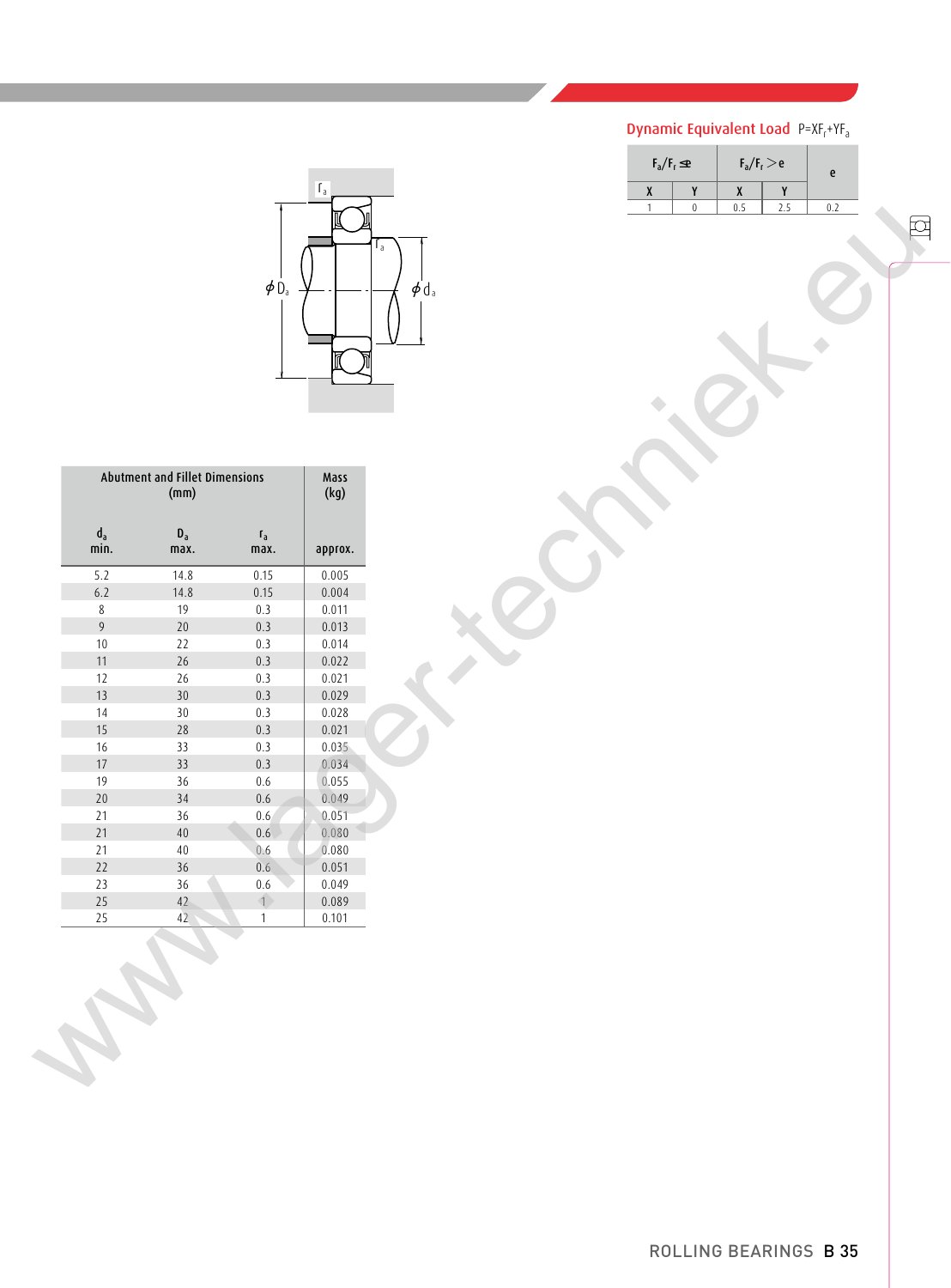## Dynamic Equivalent Load $P=XF_r+YF_a$

| $F_a/F_r \leq e$ | | $F_a/F_r > e$ | | e |
|---|---|---|---|---|
| X | Y | X | Y | |
| 1 | 0 | 0.5 | 2.5 | 0.2 |

$r_a$

$\phi D_a$

$\phi d_a$

| Abutment and Fillet Dimensions (mm) | | | Mass (kg) |
|---|---|---|---|
| $d_a$ min. | $D_a$ max. | $r_a$ max. | approx. |
| 5.2 | 14.8 | 0.15 | 0.005 |
| 6.2 | 14.8 | 0.15 | 0.004 |
| 8 | 19 | 0.3 | 0.011 |
| 9 | 20 | 0.3 | 0.013 |
| 10 | 22 | 0.3 | 0.014 |
| 11 | 26 | 0.3 | 0.022 |
| 12 | 26 | 0.3 | 0.021 |
| 13 | 30 | 0.3 | 0.029 |
| 14 | 30 | 0.3 | 0.028 |
| 15 | 28 | 0.3 | 0.021 |
| 16 | 33 | 0.3 | 0.035 |
| 17 | 33 | 0.3 | 0.034 |
| 19 | 36 | 0.6 | 0.055 |
| 20 | 34 | 0.6 | 0.049 |
| 21 | 36 | 0.6 | 0.051 |
| 21 | 40 | 0.6 | 0.080 |
| 21 | 40 | 0.6 | 0.080 |
| 22 | 36 | 0.6 | 0.051 |
| 23 | 36 | 0.6 | 0.049 |
| 25 | 42 | 1 | 0.089 |
| 25 | 42 | 1 | 0.101 |